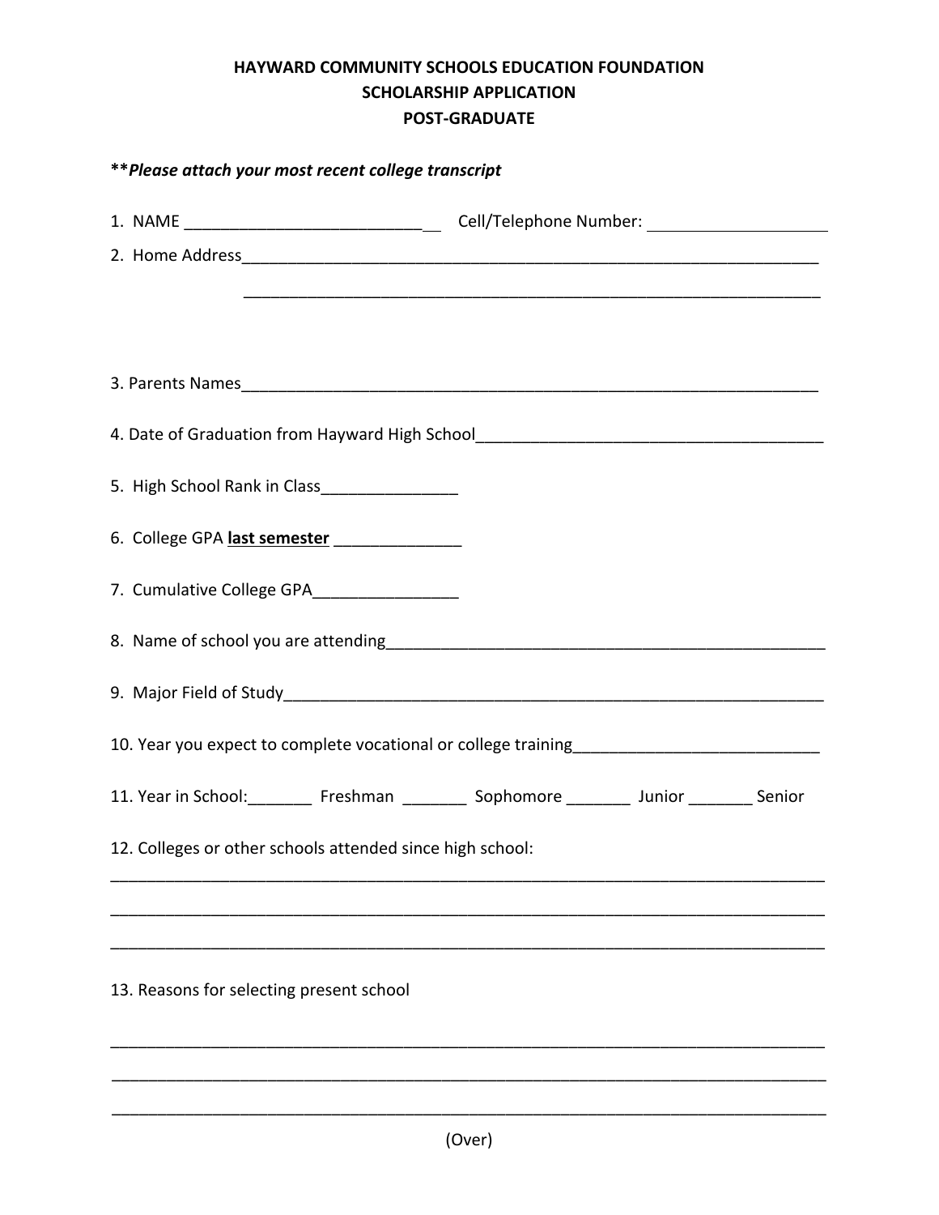# HAYWARD COMMUNITY SCHOOLS EDUCATION FOUNDATION
## SCHOLARSHIP APPLICATION
## POST-GRADUATE

***\*Please attach your most recent college transcript***

1. NAME ___________________________ Cell/Telephone Number: ____________________

2. Home Address_____________________________________________________________________

   _____________________________________________________________________

3. Parents Names_____________________________________________________________________

4. Date of Graduation from Hayward High School_______________________________________

5. High School Rank in Class_______________

6. College GPA **last semester** ______________

7. Cumulative College GPA________________

8. Name of school you are attending____________________________________________________

9. Major Field of Study______________________________________________________________

10. Year you expect to complete vocational or college training___________________________

11. Year in School:_______ Freshman _______ Sophomore _______ Junior _______ Senior

12. Colleges or other schools attended since high school:

_____________________________________________________________________________

_____________________________________________________________________________

_____________________________________________________________________________

13. Reasons for selecting present school

_____________________________________________________________________________

_____________________________________________________________________________

_____________________________________________________________________________

(Over)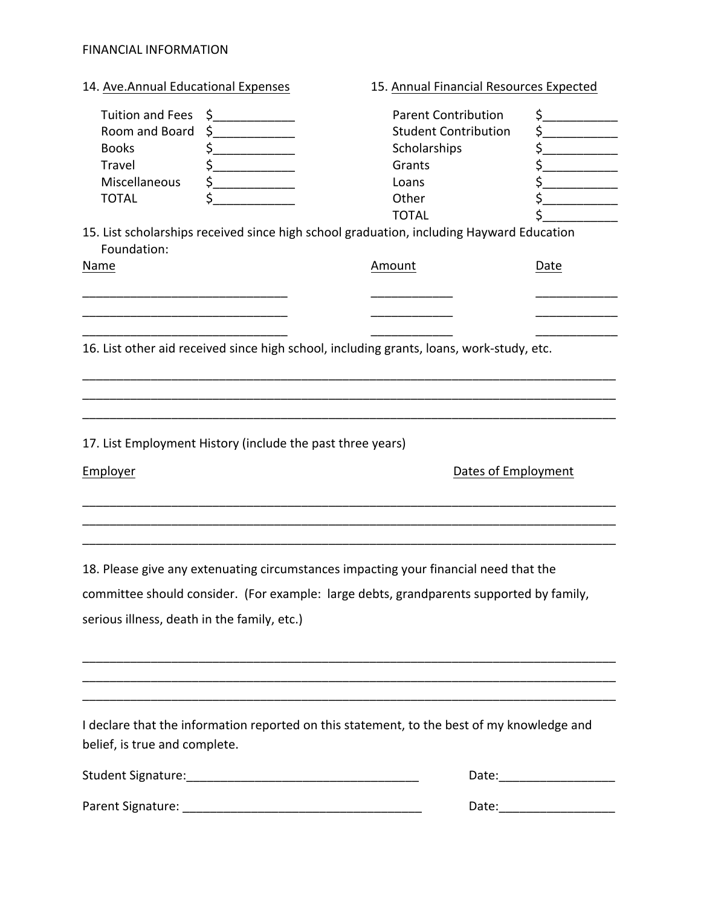FINANCIAL INFORMATION

14. Ave.Annual Educational Expenses

| | |
|---|---|
| Tuition and Fees | $____________ |
| Room and Board | $____________ |
| Books | $____________ |
| Travel | $____________ |
| Miscellaneous | $____________ |
| TOTAL | $____________ |

15. Annual Financial Resources Expected

| | |
|---|---|
| Parent Contribution | $__________ |
| Student Contribution | $__________ |
| Scholarships | $__________ |
| Grants | $__________ |
| Loans | $__________ |
| Other | $__________ |
| TOTAL | $__________ |

15. List scholarships received since high school graduation, including Hayward Education Foundation:

| Name | Amount | Date |
|---|---|---|
| ______________________________ | ____________ | ____________ |
| ______________________________ | ____________ | ____________ |
| ______________________________ | ____________ | ____________ |

16. List other aid received since high school, including grants, loans, work-study, etc.

________________________________________________________________________________

________________________________________________________________________________

________________________________________________________________________________

17. List Employment History (include the past three years)

| Employer | Dates of Employment |
|---|---|
| | |
| | |
| | |

18. Please give any extenuating circumstances impacting your financial need that the committee should consider. (For example: large debts, grandparents supported by family, serious illness, death in the family, etc.)

________________________________________________________________________________

________________________________________________________________________________

________________________________________________________________________________

I declare that the information reported on this statement, to the best of my knowledge and belief, is true and complete.

Student Signature:__________________________________ Date:_________________

Parent Signature: ___________________________________ Date:_________________